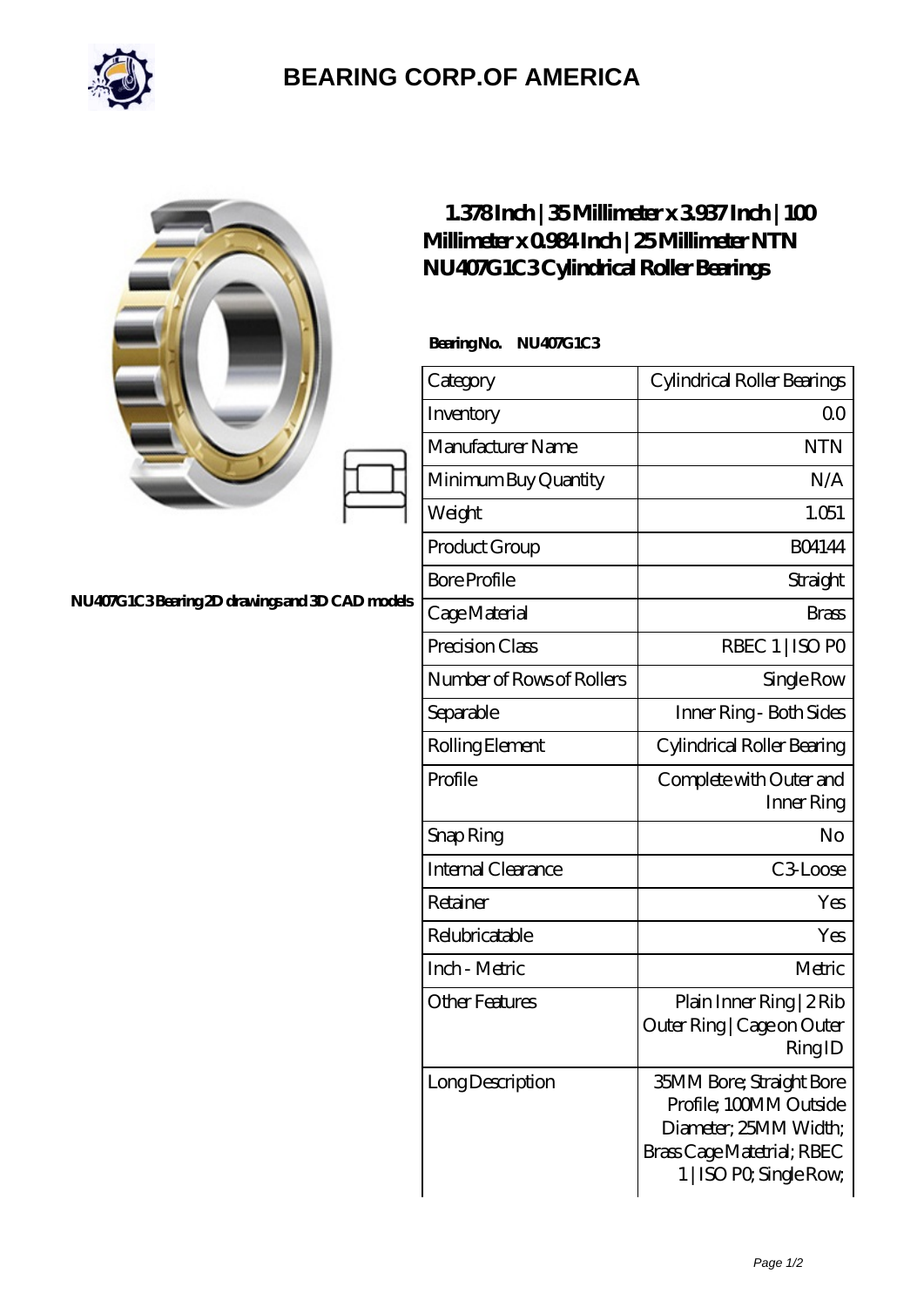# BEARING CORP.OF AMERICA

NU407G1C3 Bearing 2D drawings and 3D CAD models

## 1.378 Inch | 35 Millimeter x 3.937 Inch | 100 Millimeter x 0.984 Inch | 25 Millimeter NTN NU407G1C3 Cylindrical Roller Bearings

**Bearing No. NU407G1C3**

| Category | Cylindrical Roller Bearings |
|---|---|
| Inventory | 0.0 |
| Manufacturer Name | NTN |
| Minimum Buy Quantity | N/A |
| Weight | 1.051 |
| Product Group | B04144 |
| Bore Profile | Straight |
| Cage Material | Brass |
| Precision Class | RBEC 1 \| ISO P0 |
| Number of Rows of Rollers | Single Row |
| Separable | Inner Ring - Both Sides |
| Rolling Element | Cylindrical Roller Bearing |
| Profile | Complete with Outer and Inner Ring |
| Snap Ring | No |
| Internal Clearance | C3-Loose |
| Retainer | Yes |
| Relubricatable | Yes |
| Inch - Metric | Metric |
| Other Features | Plain Inner Ring \| 2 Rib Outer Ring \| Cage on Outer Ring ID |
| Long Description | 35MM Bore; Straight Bore Profile; 100MM Outside Diameter; 25MM Width; Brass Cage Matetrial; RBEC 1 \| ISO P0; Single Row; |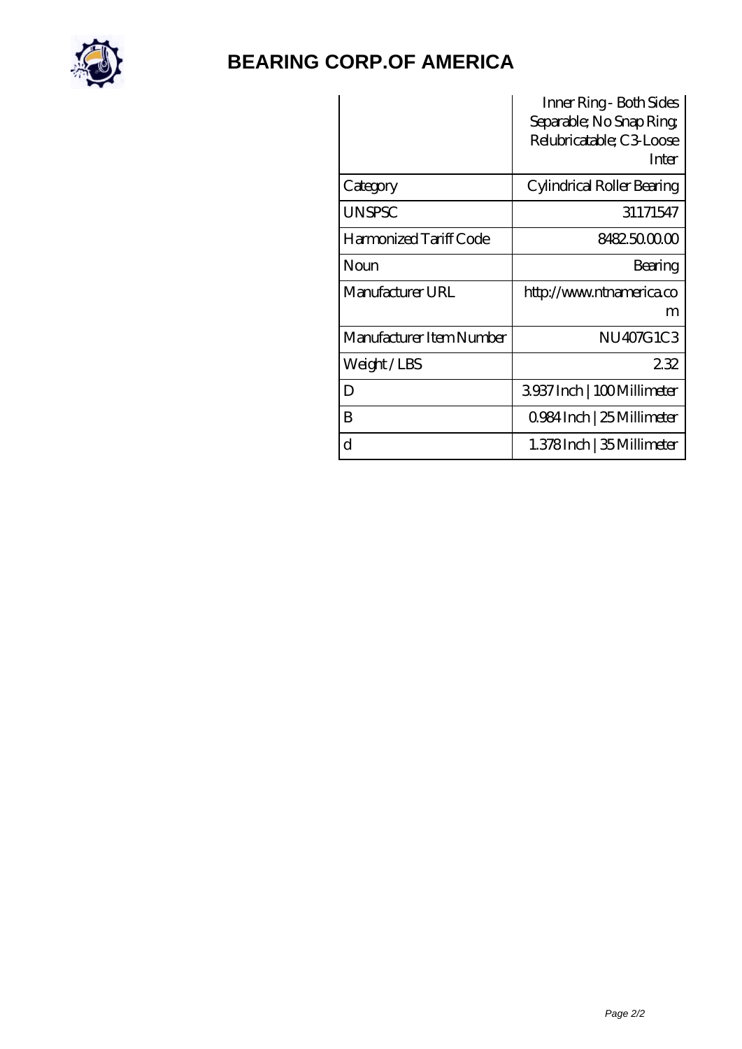|  |  |
|---|---|
|  | Inner Ring - Both Sides Separable; No Snap Ring; Relubricatable; C3-Loose Inter |
| Category | Cylindrical Roller Bearing |
| UNSPSC | 31171547 |
| Harmonized Tariff Code | 8482.50.00.00 |
| Noun | Bearing |
| Manufacturer URL | http://www.ntnamerica.com |
| Manufacturer Item Number | NU407G1C3 |
| Weight / LBS | 2.32 |
| D | 3.937 Inch \| 100 Millimeter |
| B | 0.984 Inch \| 25 Millimeter |
| d | 1.378 Inch \| 35 Millimeter |